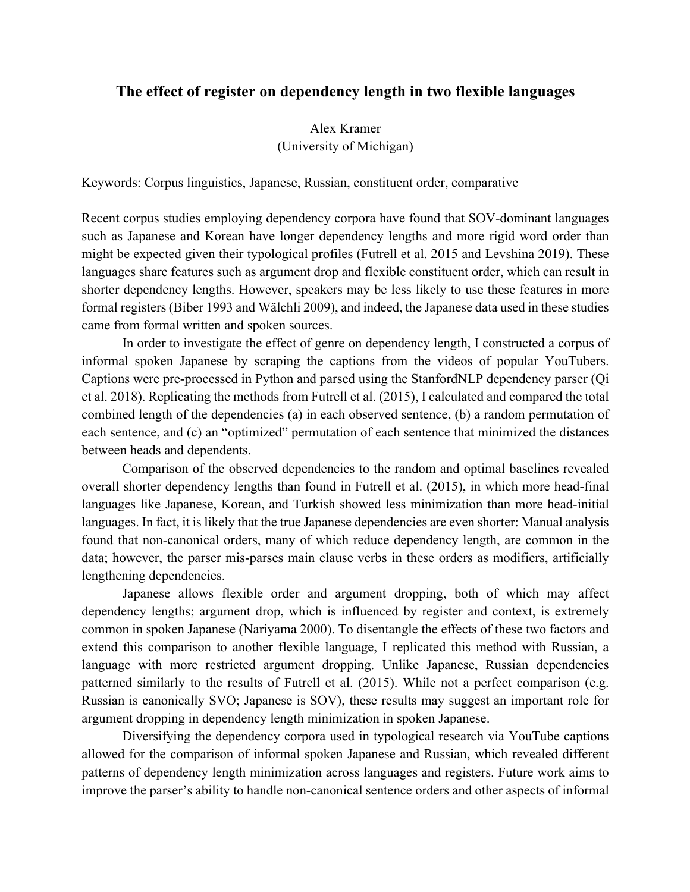# The effect of register on dependency length in two flexible languages

Alex Kramer
(University of Michigan)

Keywords: Corpus linguistics, Japanese, Russian, constituent order, comparative

Recent corpus studies employing dependency corpora have found that SOV-dominant languages such as Japanese and Korean have longer dependency lengths and more rigid word order than might be expected given their typological profiles (Futrell et al. 2015 and Levshina 2019). These languages share features such as argument drop and flexible constituent order, which can result in shorter dependency lengths. However, speakers may be less likely to use these features in more formal registers (Biber 1993 and Wälchli 2009), and indeed, the Japanese data used in these studies came from formal written and spoken sources.

In order to investigate the effect of genre on dependency length, I constructed a corpus of informal spoken Japanese by scraping the captions from the videos of popular YouTubers. Captions were pre-processed in Python and parsed using the StanfordNLP dependency parser (Qi et al. 2018). Replicating the methods from Futrell et al. (2015), I calculated and compared the total combined length of the dependencies (a) in each observed sentence, (b) a random permutation of each sentence, and (c) an "optimized" permutation of each sentence that minimized the distances between heads and dependents.

Comparison of the observed dependencies to the random and optimal baselines revealed overall shorter dependency lengths than found in Futrell et al. (2015), in which more head-final languages like Japanese, Korean, and Turkish showed less minimization than more head-initial languages. In fact, it is likely that the true Japanese dependencies are even shorter: Manual analysis found that non-canonical orders, many of which reduce dependency length, are common in the data; however, the parser mis-parses main clause verbs in these orders as modifiers, artificially lengthening dependencies.

Japanese allows flexible order and argument dropping, both of which may affect dependency lengths; argument drop, which is influenced by register and context, is extremely common in spoken Japanese (Nariyama 2000). To disentangle the effects of these two factors and extend this comparison to another flexible language, I replicated this method with Russian, a language with more restricted argument dropping. Unlike Japanese, Russian dependencies patterned similarly to the results of Futrell et al. (2015). While not a perfect comparison (e.g. Russian is canonically SVO; Japanese is SOV), these results may suggest an important role for argument dropping in dependency length minimization in spoken Japanese.

Diversifying the dependency corpora used in typological research via YouTube captions allowed for the comparison of informal spoken Japanese and Russian, which revealed different patterns of dependency length minimization across languages and registers. Future work aims to improve the parser's ability to handle non-canonical sentence orders and other aspects of informal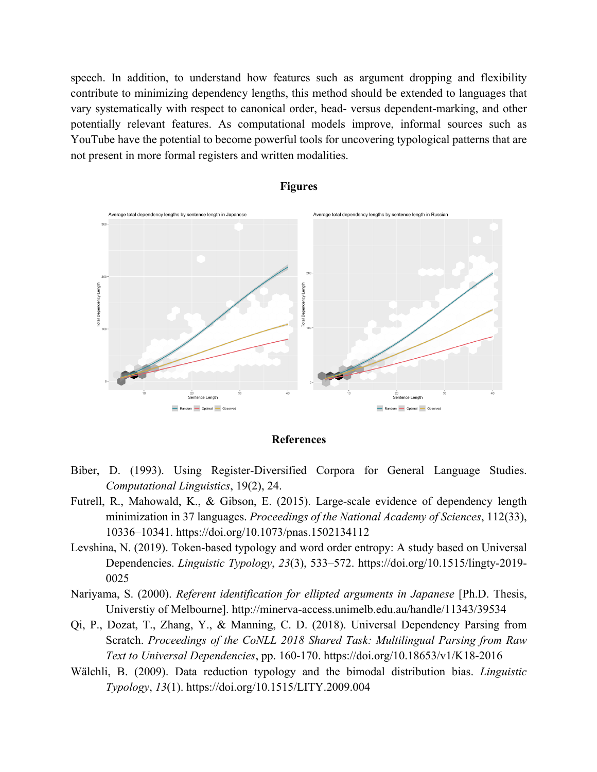speech. In addition, to understand how features such as argument dropping and flexibility contribute to minimizing dependency lengths, this method should be extended to languages that vary systematically with respect to canonical order, head- versus dependent-marking, and other potentially relevant features. As computational models improve, informal sources such as YouTube have the potential to become powerful tools for uncovering typological patterns that are not present in more formal registers and written modalities.

## Figures

Average total dependency lengths by sentence length in Japanese

Total Dependency Length

300
200
100
0

10
20
30
40

Sentence Length

Random Optimal Observed

Average total dependency lengths by sentence length in Russian

Total Dependency Length

200
100
0

10
20
30
40

Sentence Length

Random Optimal Observed

## References

Biber, D. (1993). Using Register-Diversified Corpora for General Language Studies. *Computational Linguistics*, 19(2), 24.

Futrell, R., Mahowald, K., & Gibson, E. (2015). Large-scale evidence of dependency length minimization in 37 languages. *Proceedings of the National Academy of Sciences*, 112(33), 10336–10341. https://doi.org/10.1073/pnas.1502134112

Levshina, N. (2019). Token-based typology and word order entropy: A study based on Universal Dependencies. *Linguistic Typology*, *23*(3), 533–572. https://doi.org/10.1515/lingty-2019-0025

Nariyama, S. (2000). *Referent identification for ellipted arguments in Japanese* [Ph.D. Thesis, Universtiy of Melbourne]. http://minerva-access.unimelb.edu.au/handle/11343/39534

Qi, P., Dozat, T., Zhang, Y., & Manning, C. D. (2018). Universal Dependency Parsing from Scratch. *Proceedings of the CoNLL 2018 Shared Task: Multilingual Parsing from Raw Text to Universal Dependencies*, pp. 160-170. https://doi.org/10.18653/v1/K18-2016

Wälchli, B. (2009). Data reduction typology and the bimodal distribution bias. *Linguistic Typology*, *13*(1). https://doi.org/10.1515/LITY.2009.004